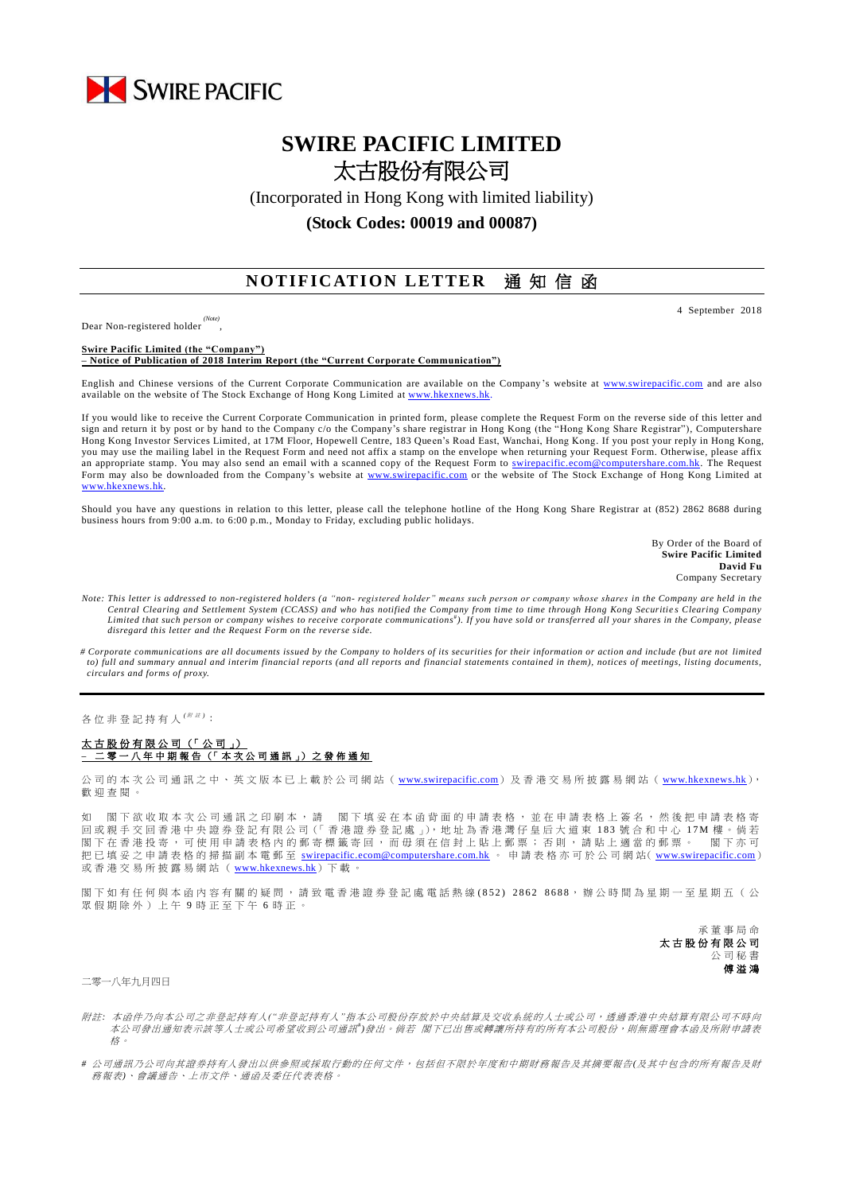SWIRE PACIFIC

# SWIRE PACIFIC LIMITED
# 太古股份有限公司

(Incorporated in Hong Kong with limited liability)

**(Stock Codes: 00019 and 00087)**

## NOTIFICATION LETTER 通知信函

4 September 2018

Dear Non-registered holder *(Note)*,

**Swire Pacific Limited (the "Company")**
**– Notice of Publication of 2018 Interim Report (the "Current Corporate Communication")**

English and Chinese versions of the Current Corporate Communication are available on the Company's website at www.swirepacific.com and are also available on the website of The Stock Exchange of Hong Kong Limited at www.hkexnews.hk.

If you would like to receive the Current Corporate Communication in printed form, please complete the Request Form on the reverse side of this letter and sign and return it by post or by hand to the Company c/o the Company's share registrar in Hong Kong (the "Hong Kong Share Registrar"), Computershare Hong Kong Investor Services Limited, at 17M Floor, Hopewell Centre, 183 Queen's Road East, Wanchai, Hong Kong. If you post your reply in Hong Kong, you may use the mailing label in the Request Form and need not affix a stamp on the envelope when returning your Request Form. Otherwise, please affix an appropriate stamp. You may also send an email with a scanned copy of the Request Form to swirepacific.ecom@computershare.com.hk. The Request Form may also be downloaded from the Company's website at www.swirepacific.com or the website of The Stock Exchange of Hong Kong Limited at www.hkexnews.hk.

Should you have any questions in relation to this letter, please call the telephone hotline of the Hong Kong Share Registrar at (852) 2862 8688 during business hours from 9:00 a.m. to 6:00 p.m., Monday to Friday, excluding public holidays.

By Order of the Board of
**Swire Pacific Limited**
**David Fu**
Company Secretary

*Note: This letter is addressed to non-registered holders (a "non- registered holder" means such person or company whose shares in the Company are held in the Central Clearing and Settlement System (CCASS) and who has notified the Company from time to time through Hong Kong Securities Clearing Company Limited that such person or company wishes to receive corporate communications#). If you have sold or transferred all your shares in the Company, please disregard this letter and the Request Form on the reverse side.*

*# Corporate communications are all documents issued by the Company to holders of its securities for their information or action and include (but are not limited to) full and summary annual and interim financial reports (and all reports and financial statements contained in them), notices of meetings, listing documents, circulars and forms of proxy.*

---

各位非登記持有人*(附註)*：

**太古股份有限公司（「公司」）**
**– 二零一八年中期報告（「本次公司通訊」）之發佈通知**

公司的本次公司通訊之中、英文版本已上載於公司網站（www.swirepacific.com）及香港交易所披露易網站（www.hkexnews.hk），歡迎查閱。

如 閣下欲收取本次公司通訊之印刷本，請 閣下填妥在本函背面的申請表格，並在申請表格上簽名，然後把申請表格寄回或親手交回香港中央證券登記有限公司（「香港證券登記處」），地址為香港灣仔皇后大道東183號合和中心17M樓。倘若閣下在香港投寄，可使用申請表格內的郵寄標籤寄回，而毋須在信封上貼上郵票；否則，請貼上適當的郵票。 閣下亦可把已填妥之申請表格的掃描副本電郵至 swirepacific.ecom@computershare.com.hk 。申請表格亦可於公司網站（www.swirepacific.com）或香港交易所披露易網站（www.hkexnews.hk）下載。

閣下如有任何與本函內容有關的疑問，請致電香港證券登記處電話熱線(852) 2862 8688，辦公時間為星期一至星期五（公眾假期除外）上午9時正至下午6時正。

承董事局命
**太古股份有限公司**
公司秘書
**傅溢鴻**

二零一八年九月四日

*附註：本函件乃向本公司之非登記持有人("非登記持有人"指本公司股份存放於中央結算及交收系統的人士或公司，透過香港中央結算有限公司不時向本公司發出通知表示該等人士或公司希望收到公司通訊#)發出。倘若 閣下已出售或轉讓所持有的所有本公司股份，則無需理會本函及所附申請表格。*

*# 公司通訊乃公司向其證券持有人發出以供參照或採取行動的任何文件，包括但不限於年度和中期財務報告及其摘要報告(及其中包含的所有報告及財務報表)、會議通告、上市文件、通函及委任代表表格。*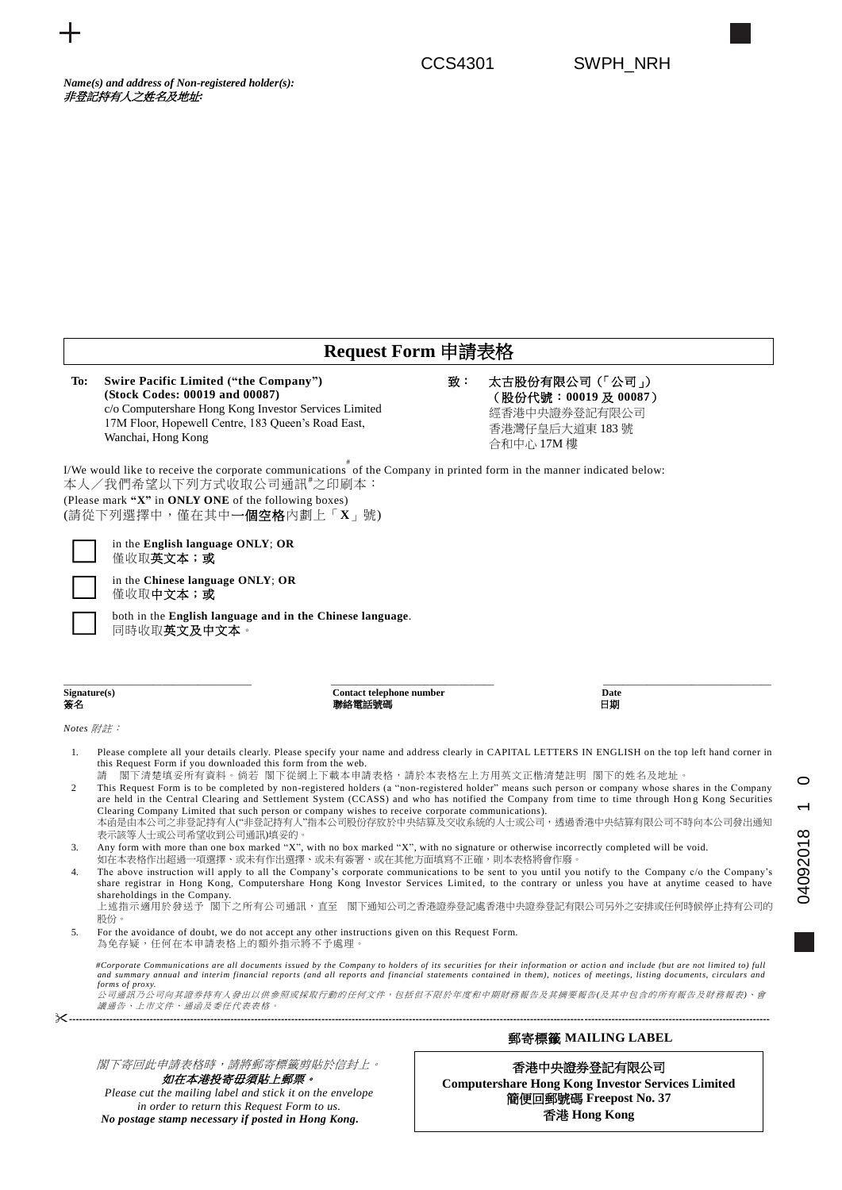CCS4301 SWPH_NRH

***Name(s) and address of Non-registered holder(s):***
***非登記持有人之姓名及地址:***

# Request Form 申請表格

**To:** **Swire Pacific Limited ("the Company")**
**(Stock Codes: 00019 and 00087)**
c/o Computershare Hong Kong Investor Services Limited
17M Floor, Hopewell Centre, 183 Queen's Road East,
Wanchai, Hong Kong

**致：** **太古股份有限公司(「公司」)**
**(股份代號：00019 及 00087)**
經香港中央證券登記有限公司
香港灣仔皇后大道東 183 號
合和中心 17M 樓

I/We would like to receive the corporate communications# of the Company in printed form in the manner indicated below:
本人╱我們希望以下列方式收取公司通訊#之印刷本：
(Please mark **"X"** in **ONLY ONE** of the following boxes)
(請從下列選擇中，僅在其中**一個空格**內劃上「**X**」號)

☐ in the **English language ONLY**; **OR**
僅收取**英文本；或**

☐ in the **Chinese language ONLY**; **OR**
僅收取**中文本；或**

☐ both in the **English language and in the Chinese language**.
同時收取**英文及中文本**。

**Signature(s)**
**簽名**

**Contact telephone number**
**聯絡電話號碼**

**Date**
**日期**

*Notes 附註：*

1. Please complete all your details clearly. Please specify your name and address clearly in CAPITAL LETTERS IN ENGLISH on the top left hand corner in this Request Form if you downloaded this form from the web.
請 閣下清楚填妥所有資料。倘若 閣下從網上下載本申請表格，請於本表格左上方用英文正楷清楚註明 閣下的姓名及地址。
2. This Request Form is to be completed by non-registered holders (a "non-registered holder" means such person or company whose shares in the Company are held in the Central Clearing and Settlement System (CCASS) and who has notified the Company from time to time through Hong Kong Securities Clearing Company Limited that such person or company wishes to receive corporate communications).
本函是由本公司之非登記持有人("非登記持有人"指本公司股份存放於中央結算及交收系統的人士或公司，透過香港中央結算有限公司不時向本公司發出通知表示該等人士或公司希望收到公司通訊)填妥的。
3. Any form with more than one box marked "X", with no box marked "X", with no signature or otherwise incorrectly completed will be void.
如在本表格作出超過一項選擇、或未有作出選擇、或未有簽署、或在其他方面填寫不正確，則本表格將會作廢。
4. The above instruction will apply to all the Company's corporate communications to be sent to you until you notify to the Company c/o the Company's share registrar in Hong Kong, Computershare Hong Kong Investor Services Limited, to the contrary or unless you have at anytime ceased to have shareholdings in the Company.
上述指示適用於發送予 閣下之所有公司通訊，直至 閣下通知公司之香港證券登記處香港中央證券登記有限公司另外之安排或任何時候停止持有公司的股份。
5. For the avoidance of doubt, we do not accept any other instructions given on this Request Form.
為免存疑，任何在本申請表格上的額外指示將不予處理。

*#Corporate Communications are all documents issued by the Company to holders of its securities for their information or action and include (but are not limited to) full and summary annual and interim financial reports (and all reports and financial statements contained in them), notices of meetings, listing documents, circulars and forms of proxy.*
*公司通訊乃公司向其證券持有人發出以供參照或採取行動的任何文件，包括但不限於年度和中期財務報告及其摘要報告(及其中包含的所有報告及財務報表)、會議通告、上市文件、通函及委任代表表格。*

---

**郵寄標籤 MAILING LABEL**

*閣下寄回此申請表格時，請將郵寄標籤剪貼於信封上。*
***如在本港投寄毋須貼上郵票。***
*Please cut the mailing label and stick it on the envelope in order to return this Request Form to us.*
***No postage stamp necessary if posted in Hong Kong.***

**香港中央證券登記有限公司**
**Computershare Hong Kong Investor Services Limited**
**簡便回郵號碼 Freepost No. 37**
**香港 Hong Kong**

04092018 1 0